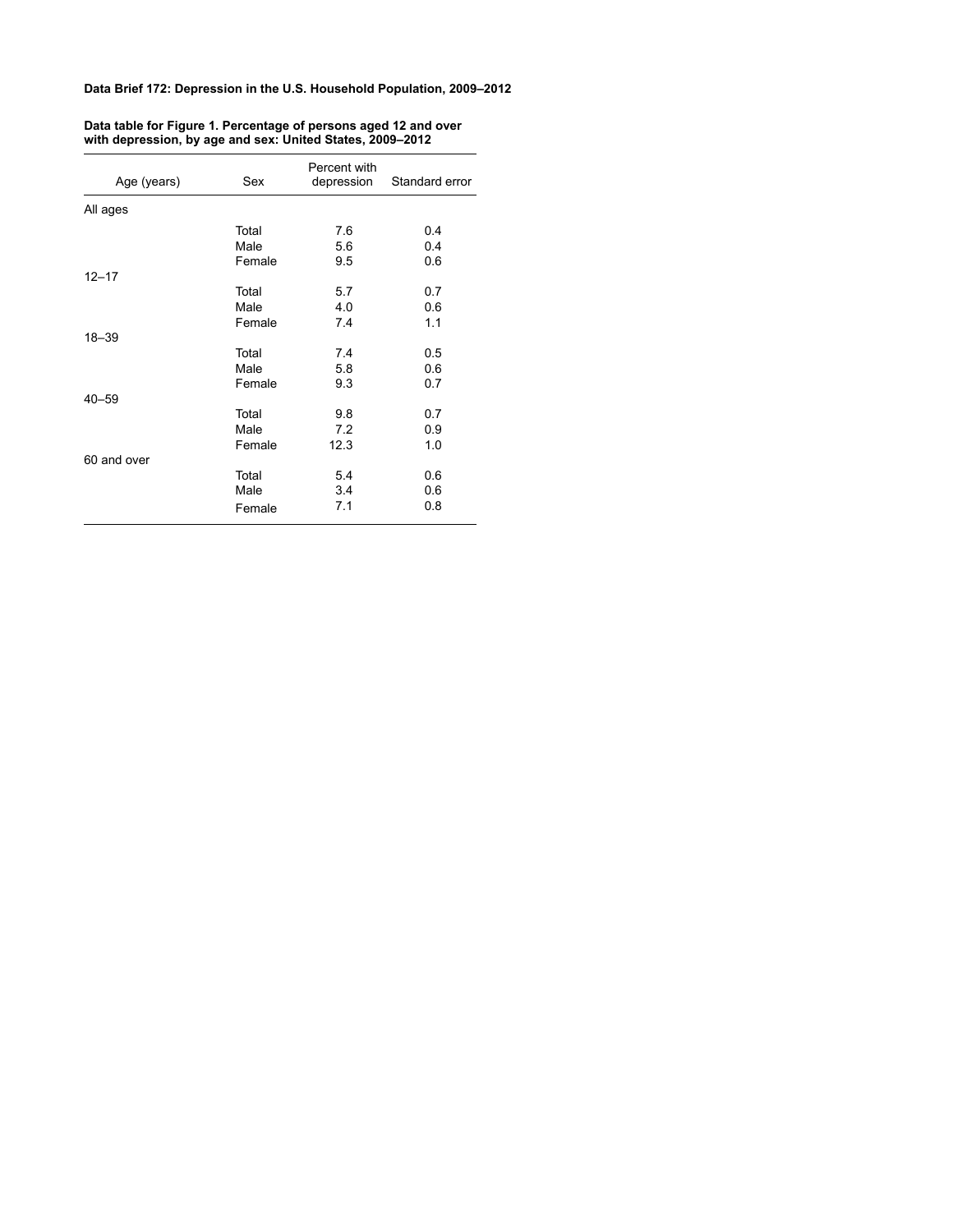**Data Brief 172: Depression in the U.S. Household Population, 2009–2012**

**Data table for Figure 1. Percentage of persons aged 12 and over with depression, by age and sex: United States, 2009–2012**

| Age (years) | Sex | Percent with depression | Standard error |
|---|---|---|---|
| All ages | | | |
| | Total | 7.6 | 0.4 |
| | Male | 5.6 | 0.4 |
| | Female | 9.5 | 0.6 |
| 12–17 | | | |
| | Total | 5.7 | 0.7 |
| | Male | 4.0 | 0.6 |
| | Female | 7.4 | 1.1 |
| 18–39 | | | |
| | Total | 7.4 | 0.5 |
| | Male | 5.8 | 0.6 |
| | Female | 9.3 | 0.7 |
| 40–59 | | | |
| | Total | 9.8 | 0.7 |
| | Male | 7.2 | 0.9 |
| | Female | 12.3 | 1.0 |
| 60 and over | | | |
| | Total | 5.4 | 0.6 |
| | Male | 3.4 | 0.6 |
| | Female | 7.1 | 0.8 |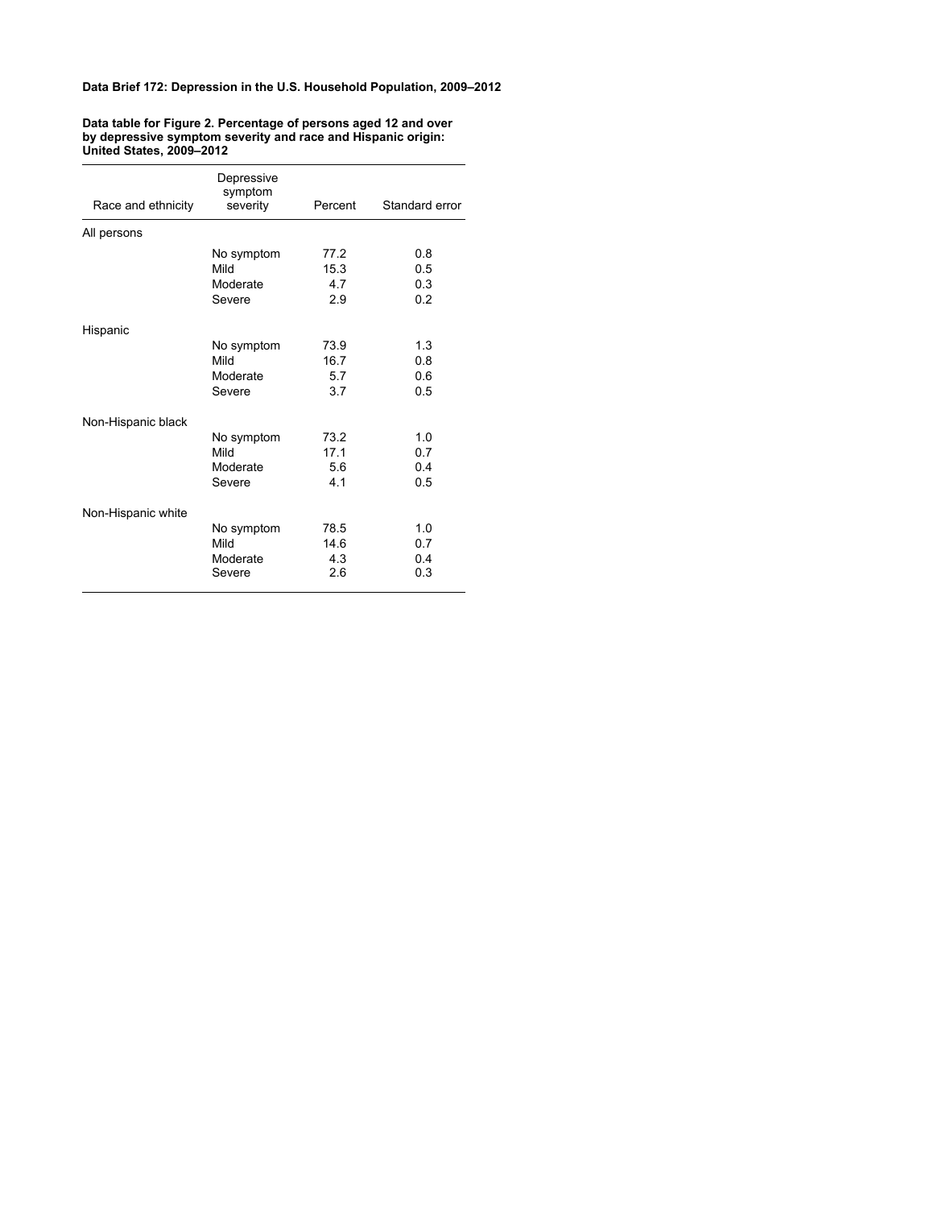**Data Brief 172: Depression in the U.S. Household Population, 2009–2012**

**Data table for Figure 2. Percentage of persons aged 12 and over by depressive symptom severity and race and Hispanic origin: United States, 2009–2012**

| Race and ethnicity | Depressive symptom severity | Percent | Standard error |
|---|---|---|---|
| All persons | | | |
| | No symptom | 77.2 | 0.8 |
| | Mild | 15.3 | 0.5 |
| | Moderate | 4.7 | 0.3 |
| | Severe | 2.9 | 0.2 |
| Hispanic | | | |
| | No symptom | 73.9 | 1.3 |
| | Mild | 16.7 | 0.8 |
| | Moderate | 5.7 | 0.6 |
| | Severe | 3.7 | 0.5 |
| Non-Hispanic black | | | |
| | No symptom | 73.2 | 1.0 |
| | Mild | 17.1 | 0.7 |
| | Moderate | 5.6 | 0.4 |
| | Severe | 4.1 | 0.5 |
| Non-Hispanic white | | | |
| | No symptom | 78.5 | 1.0 |
| | Mild | 14.6 | 0.7 |
| | Moderate | 4.3 | 0.4 |
| | Severe | 2.6 | 0.3 |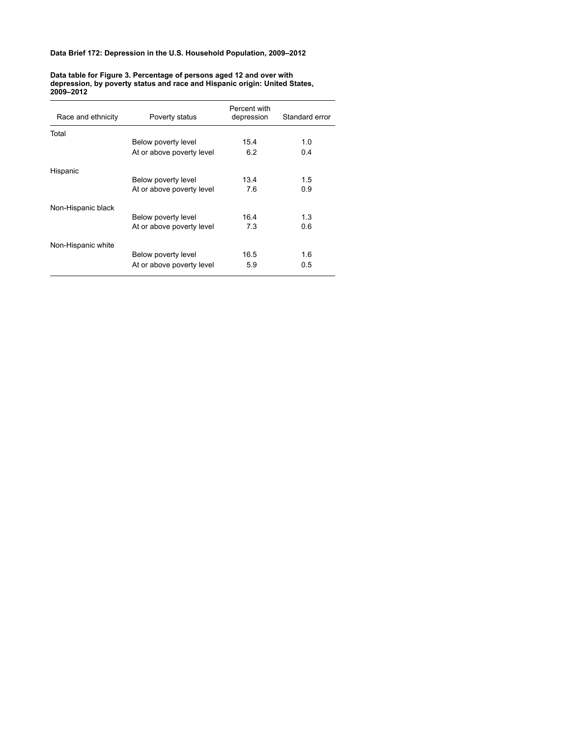**Data Brief 172: Depression in the U.S. Household Population, 2009–2012**

**Data table for Figure 3. Percentage of persons aged 12 and over with depression, by poverty status and race and Hispanic origin: United States, 2009–2012**

| Race and ethnicity | Poverty status | Percent with depression | Standard error |
|---|---|---|---|
| Total | | | |
| | Below poverty level | 15.4 | 1.0 |
| | At or above poverty level | 6.2 | 0.4 |
| Hispanic | | | |
| | Below poverty level | 13.4 | 1.5 |
| | At or above poverty level | 7.6 | 0.9 |
| Non-Hispanic black | | | |
| | Below poverty level | 16.4 | 1.3 |
| | At or above poverty level | 7.3 | 0.6 |
| Non-Hispanic white | | | |
| | Below poverty level | 16.5 | 1.6 |
| | At or above poverty level | 5.9 | 0.5 |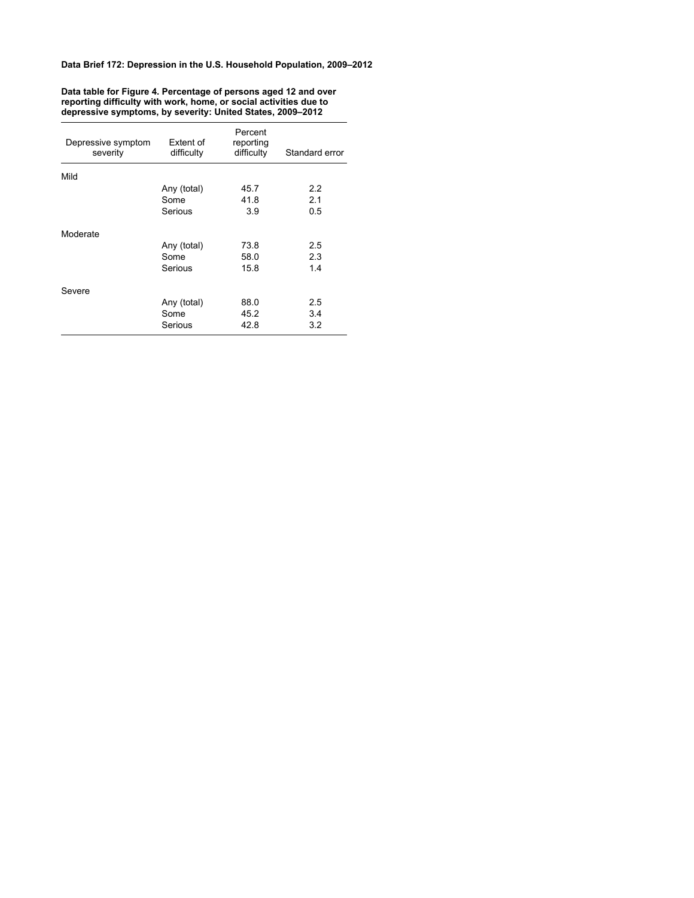**Data Brief 172: Depression in the U.S. Household Population, 2009–2012**

**Data table for Figure 4. Percentage of persons aged 12 and over reporting difficulty with work, home, or social activities due to depressive symptoms, by severity: United States, 2009–2012**

| Depressive symptom severity | Extent of difficulty | Percent reporting difficulty | Standard error |
|---|---|---|---|
| Mild | | | |
| | Any (total) | 45.7 | 2.2 |
| | Some | 41.8 | 2.1 |
| | Serious | 3.9 | 0.5 |
| Moderate | | | |
| | Any (total) | 73.8 | 2.5 |
| | Some | 58.0 | 2.3 |
| | Serious | 15.8 | 1.4 |
| Severe | | | |
| | Any (total) | 88.0 | 2.5 |
| | Some | 45.2 | 3.4 |
| | Serious | 42.8 | 3.2 |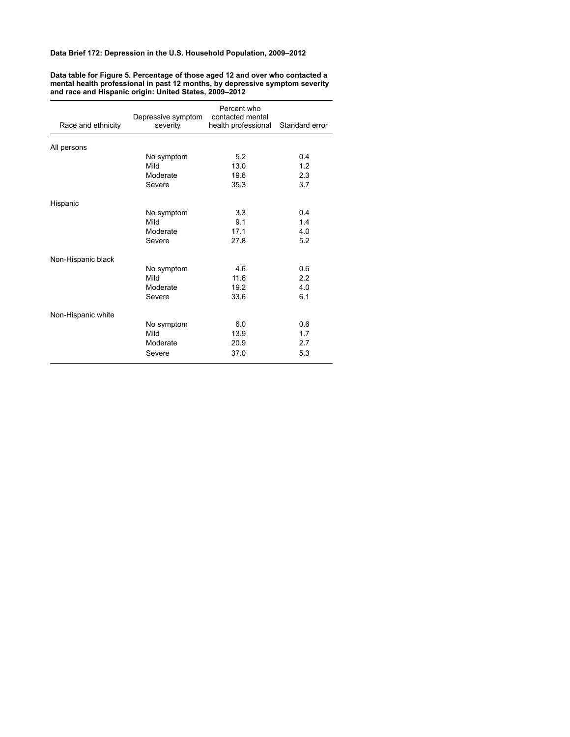**Data Brief 172: Depression in the U.S. Household Population, 2009–2012**

**Data table for Figure 5. Percentage of those aged 12 and over who contacted a mental health professional in past 12 months, by depressive symptom severity and race and Hispanic origin: United States, 2009–2012**

| Race and ethnicity | Depressive symptom severity | Percent who contacted mental health professional | Standard error |
|---|---|---|---|
| All persons | | | |
| | No symptom | 5.2 | 0.4 |
| | Mild | 13.0 | 1.2 |
| | Moderate | 19.6 | 2.3 |
| | Severe | 35.3 | 3.7 |
| Hispanic | | | |
| | No symptom | 3.3 | 0.4 |
| | Mild | 9.1 | 1.4 |
| | Moderate | 17.1 | 4.0 |
| | Severe | 27.8 | 5.2 |
| Non-Hispanic black | | | |
| | No symptom | 4.6 | 0.6 |
| | Mild | 11.6 | 2.2 |
| | Moderate | 19.2 | 4.0 |
| | Severe | 33.6 | 6.1 |
| Non-Hispanic white | | | |
| | No symptom | 6.0 | 0.6 |
| | Mild | 13.9 | 1.7 |
| | Moderate | 20.9 | 2.7 |
| | Severe | 37.0 | 5.3 |